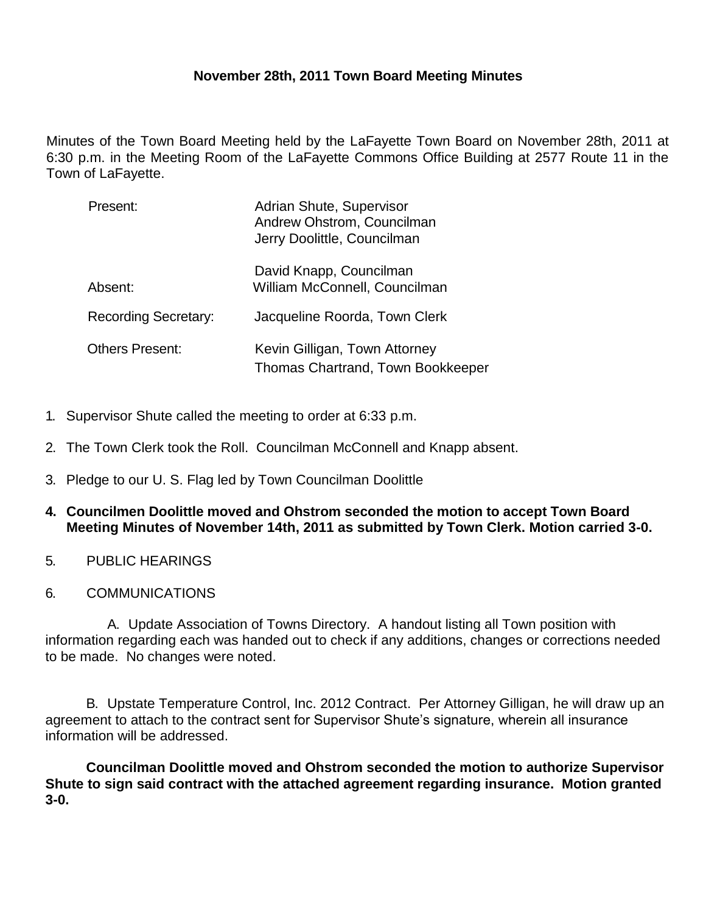**November 28th, 2011 Town Board Meeting Minutes**

Minutes of the Town Board Meeting held by the LaFayette Town Board on November 28th, 2011 at 6:30 p.m. in the Meeting Room of the LaFayette Commons Office Building at 2577 Route 11 in the Town of LaFayette.

| | |
|---|---|
| Present: | Adrian Shute, Supervisor<br>Andrew Ohstrom, Councilman<br>Jerry Doolittle, Councilman |
| | David Knapp, Councilman |
| Absent: | William McConnell, Councilman |
| Recording Secretary: | Jacqueline Roorda, Town Clerk |
| Others Present: | Kevin Gilligan, Town Attorney<br>Thomas Chartrand, Town Bookkeeper |

1. Supervisor Shute called the meeting to order at 6:33 p.m.
2. The Town Clerk took the Roll. Councilman McConnell and Knapp absent.
3. Pledge to our U. S. Flag led by Town Councilman Doolittle
4. **Councilmen Doolittle moved and Ohstrom seconded the motion to accept Town Board Meeting Minutes of November 14th, 2011 as submitted by Town Clerk. Motion carried 3-0.**
5. PUBLIC HEARINGS
6. COMMUNICATIONS

A. Update Association of Towns Directory. A handout listing all Town position with information regarding each was handed out to check if any additions, changes or corrections needed to be made. No changes were noted.

B. Upstate Temperature Control, Inc. 2012 Contract. Per Attorney Gilligan, he will draw up an agreement to attach to the contract sent for Supervisor Shute's signature, wherein all insurance information will be addressed.

**Councilman Doolittle moved and Ohstrom seconded the motion to authorize Supervisor Shute to sign said contract with the attached agreement regarding insurance. Motion granted 3-0.**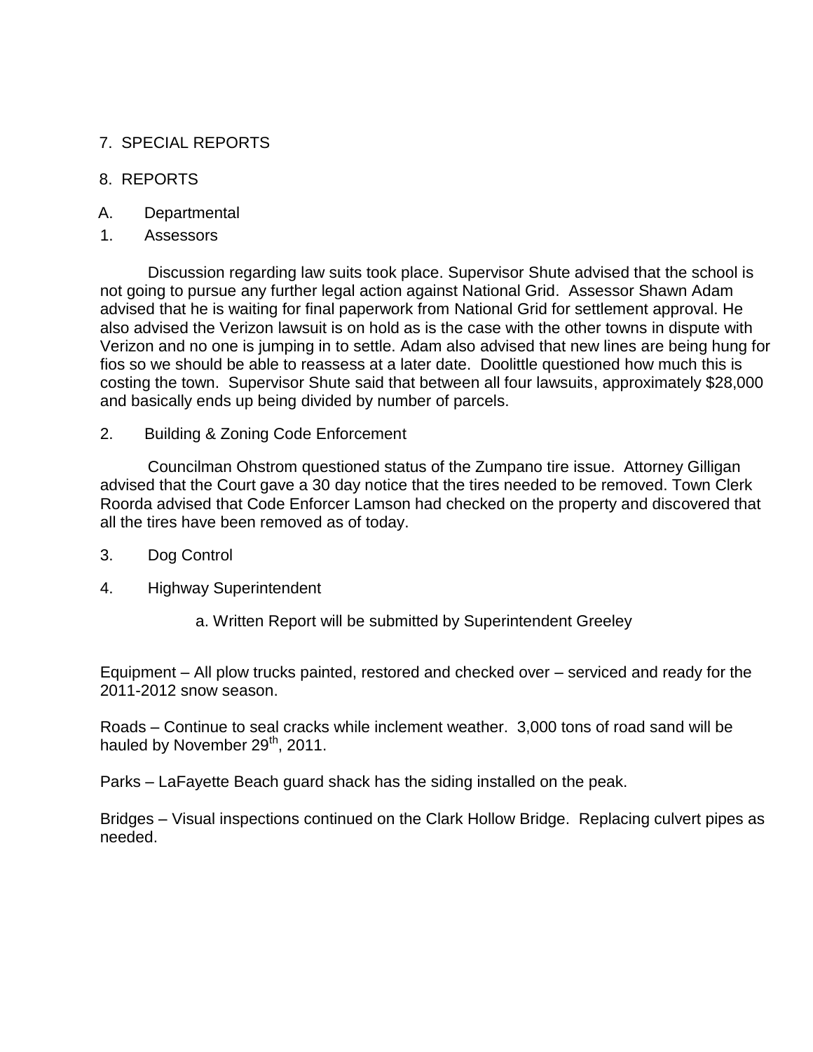7. SPECIAL REPORTS

8. REPORTS

A. Departmental

1. Assessors

Discussion regarding law suits took place. Supervisor Shute advised that the school is not going to pursue any further legal action against National Grid. Assessor Shawn Adam advised that he is waiting for final paperwork from National Grid for settlement approval. He also advised the Verizon lawsuit is on hold as is the case with the other towns in dispute with Verizon and no one is jumping in to settle. Adam also advised that new lines are being hung for fios so we should be able to reassess at a later date. Doolittle questioned how much this is costing the town. Supervisor Shute said that between all four lawsuits, approximately $28,000 and basically ends up being divided by number of parcels.

2. Building & Zoning Code Enforcement

Councilman Ohstrom questioned status of the Zumpano tire issue. Attorney Gilligan advised that the Court gave a 30 day notice that the tires needed to be removed. Town Clerk Roorda advised that Code Enforcer Lamson had checked on the property and discovered that all the tires have been removed as of today.

3. Dog Control

4. Highway Superintendent

a. Written Report will be submitted by Superintendent Greeley

Equipment – All plow trucks painted, restored and checked over – serviced and ready for the 2011-2012 snow season.

Roads – Continue to seal cracks while inclement weather. 3,000 tons of road sand will be hauled by November 29th, 2011.

Parks – LaFayette Beach guard shack has the siding installed on the peak.

Bridges – Visual inspections continued on the Clark Hollow Bridge. Replacing culvert pipes as needed.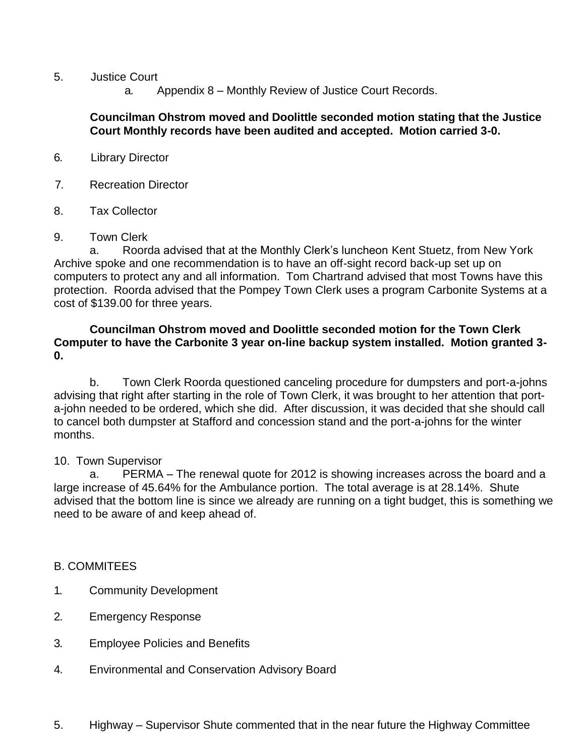5. Justice Court

   a. Appendix 8 – Monthly Review of Justice Court Records.

   **Councilman Ohstrom moved and Doolittle seconded motion stating that the Justice Court Monthly records have been audited and accepted. Motion carried 3-0.**

6. Library Director

7. Recreation Director

8. Tax Collector

9. Town Clerk

   a. Roorda advised that at the Monthly Clerk's luncheon Kent Stuetz, from New York Archive spoke and one recommendation is to have an off-sight record back-up set up on computers to protect any and all information. Tom Chartrand advised that most Towns have this protection. Roorda advised that the Pompey Town Clerk uses a program Carbonite Systems at a cost of $139.00 for three years.

   **Councilman Ohstrom moved and Doolittle seconded motion for the Town Clerk Computer to have the Carbonite 3 year on-line backup system installed. Motion granted 3-0.**

   b. Town Clerk Roorda questioned canceling procedure for dumpsters and port-a-johns advising that right after starting in the role of Town Clerk, it was brought to her attention that port-a-john needed to be ordered, which she did. After discussion, it was decided that she should call to cancel both dumpster at Stafford and concession stand and the port-a-johns for the winter months.

10. Town Supervisor

   a. PERMA – The renewal quote for 2012 is showing increases across the board and a large increase of 45.64% for the Ambulance portion. The total average is at 28.14%. Shute advised that the bottom line is since we already are running on a tight budget, this is something we need to be aware of and keep ahead of.

B. COMMITEES

1. Community Development

2. Emergency Response

3. Employee Policies and Benefits

4. Environmental and Conservation Advisory Board

5. Highway – Supervisor Shute commented that in the near future the Highway Committee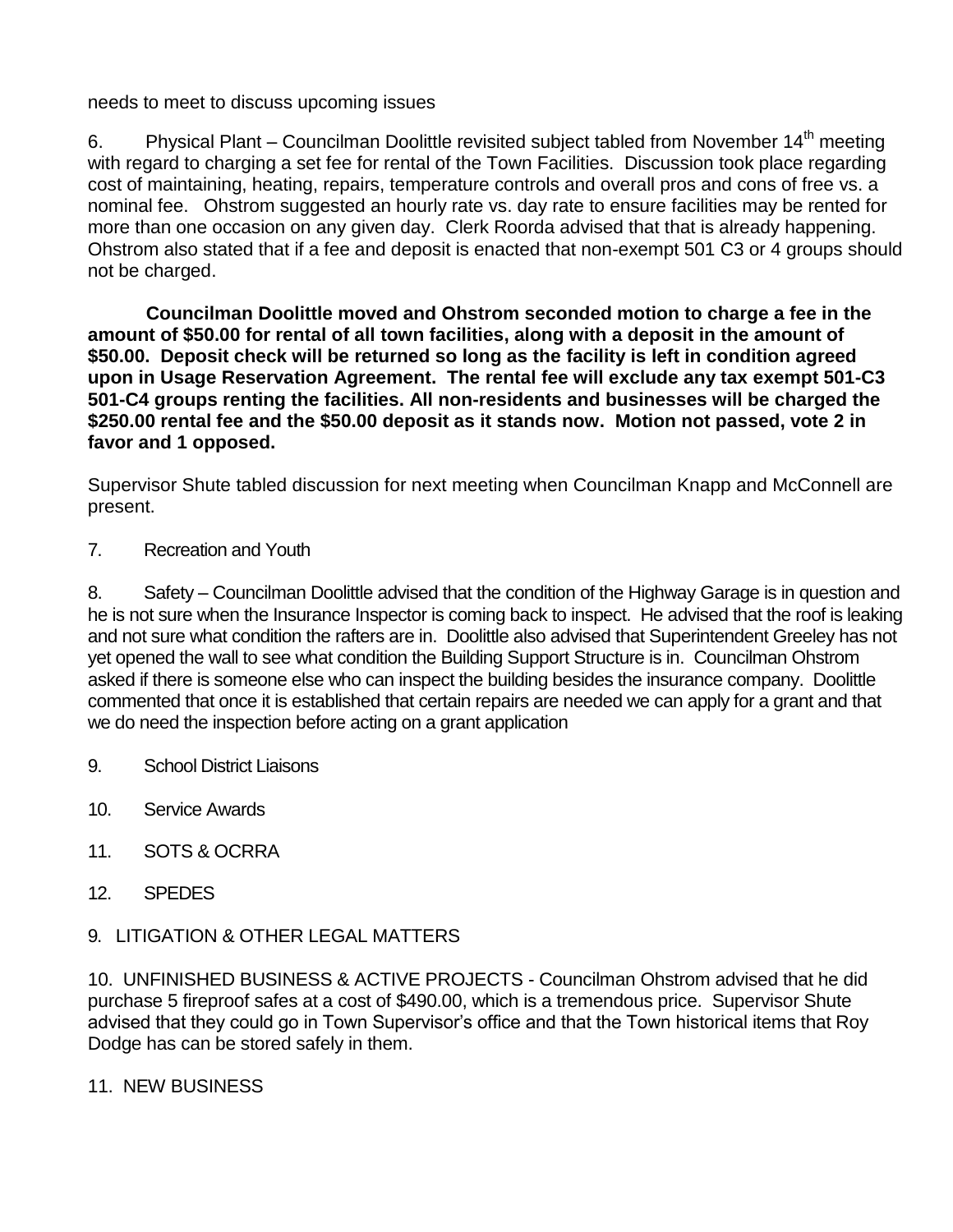needs to meet to discuss upcoming issues

6. Physical Plant – Councilman Doolittle revisited subject tabled from November 14th meeting with regard to charging a set fee for rental of the Town Facilities. Discussion took place regarding cost of maintaining, heating, repairs, temperature controls and overall pros and cons of free vs. a nominal fee. Ohstrom suggested an hourly rate vs. day rate to ensure facilities may be rented for more than one occasion on any given day. Clerk Roorda advised that that is already happening. Ohstrom also stated that if a fee and deposit is enacted that non-exempt 501 C3 or 4 groups should not be charged.

**Councilman Doolittle moved and Ohstrom seconded motion to charge a fee in the amount of $50.00 for rental of all town facilities, along with a deposit in the amount of $50.00. Deposit check will be returned so long as the facility is left in condition agreed upon in Usage Reservation Agreement. The rental fee will exclude any tax exempt 501-C3 501-C4 groups renting the facilities. All non-residents and businesses will be charged the $250.00 rental fee and the $50.00 deposit as it stands now. Motion not passed, vote 2 in favor and 1 opposed.**

Supervisor Shute tabled discussion for next meeting when Councilman Knapp and McConnell are present.

7. Recreation and Youth

8. Safety – Councilman Doolittle advised that the condition of the Highway Garage is in question and he is not sure when the Insurance Inspector is coming back to inspect. He advised that the roof is leaking and not sure what condition the rafters are in. Doolittle also advised that Superintendent Greeley has not yet opened the wall to see what condition the Building Support Structure is in. Councilman Ohstrom asked if there is someone else who can inspect the building besides the insurance company. Doolittle commented that once it is established that certain repairs are needed we can apply for a grant and that we do need the inspection before acting on a grant application

9. School District Liaisons

10. Service Awards

11. SOTS & OCRRA

12. SPEDES

9. LITIGATION & OTHER LEGAL MATTERS

10. UNFINISHED BUSINESS & ACTIVE PROJECTS - Councilman Ohstrom advised that he did purchase 5 fireproof safes at a cost of $490.00, which is a tremendous price. Supervisor Shute advised that they could go in Town Supervisor's office and that the Town historical items that Roy Dodge has can be stored safely in them.

11. NEW BUSINESS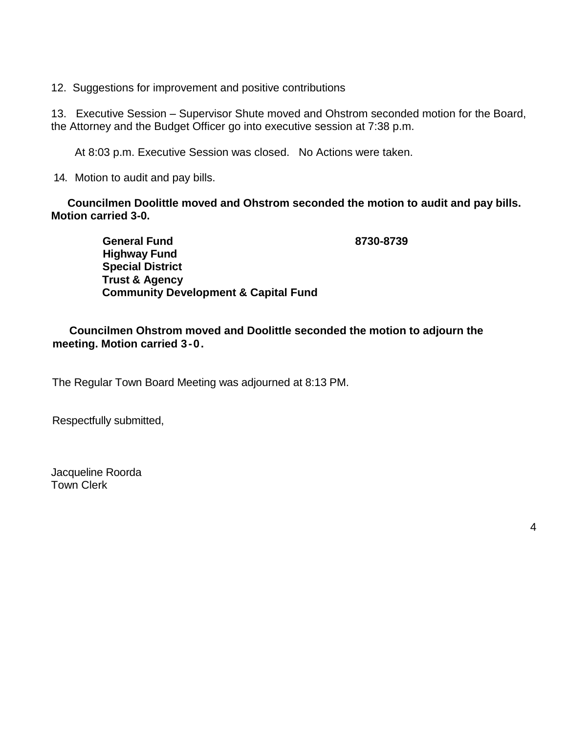12. Suggestions for improvement and positive contributions

13. Executive Session – Supervisor Shute moved and Ohstrom seconded motion for the Board, the Attorney and the Budget Officer go into executive session at 7:38 p.m.

At 8:03 p.m. Executive Session was closed. No Actions were taken.

14. Motion to audit and pay bills.

**Councilmen Doolittle moved and Ohstrom seconded the motion to audit and pay bills. Motion carried 3-0.**

| | |
|---|---|
| **General Fund** | **8730-8739** |
| **Highway Fund** | |
| **Special District** | |
| **Trust & Agency** | |
| **Community Development & Capital Fund** | |

**Councilmen Ohstrom moved and Doolittle seconded the motion to adjourn the meeting. Motion carried 3-0.**

The Regular Town Board Meeting was adjourned at 8:13 PM.

Respectfully submitted,

Jacqueline Roorda
Town Clerk